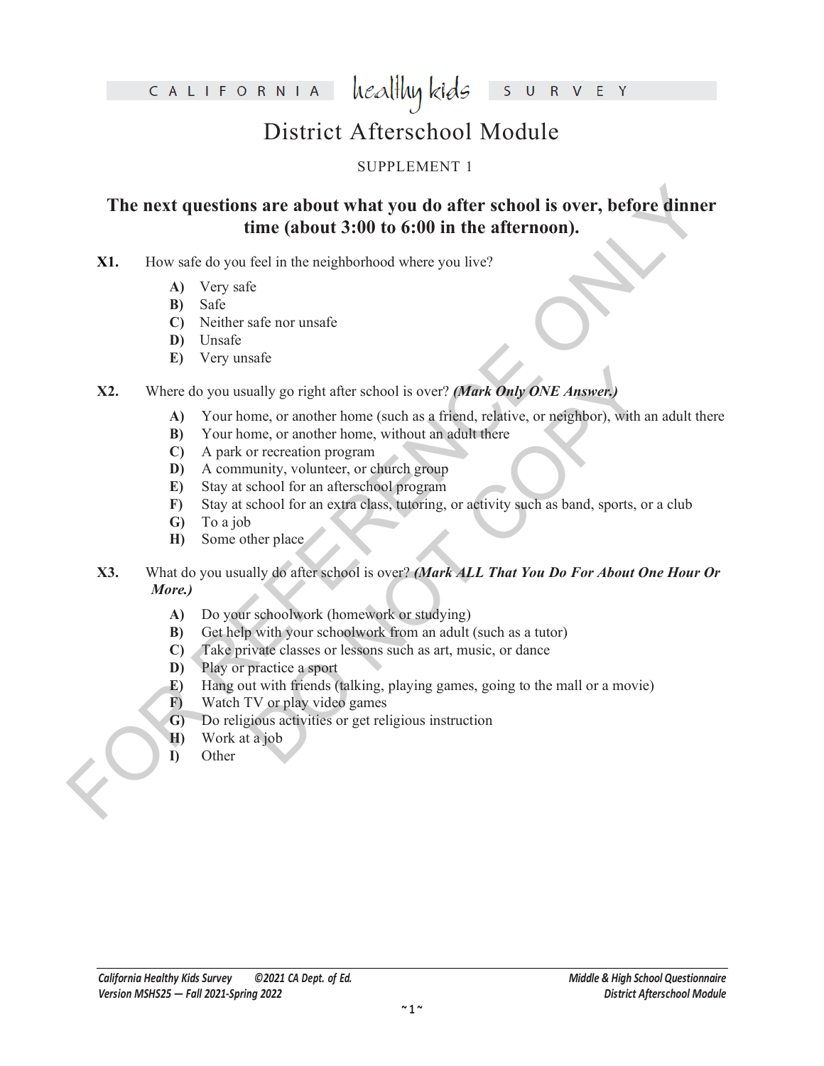# CALIFORNIA healthy kids SURVEY

## District Afterschool Module

SUPPLEMENT 1

### The next questions are about what you do after school is over, before dinner time (about 3:00 to 6:00 in the afternoon).

**X1.** How safe do you feel in the neighborhood where you live?

- **A)** Very safe
- **B)** Safe
- **C)** Neither safe nor unsafe
- **D)** Unsafe
- **E)** Very unsafe

**X2.** Where do you usually go right after school is over? ***(Mark Only ONE Answer.)***

- **A)** Your home, or another home (such as a friend, relative, or neighbor), with an adult there
- **B)** Your home, or another home, without an adult there
- **C)** A park or recreation program
- **D)** A community, volunteer, or church group
- **E)** Stay at school for an afterschool program
- **F)** Stay at school for an extra class, tutoring, or activity such as band, sports, or a club
- **G)** To a job
- **H)** Some other place

**X3.** What do you usually do after school is over? ***(Mark ALL That You Do For About One Hour Or More.)***

- **A)** Do your schoolwork (homework or studying)
- **B)** Get help with your schoolwork from an adult (such as a tutor)
- **C)** Take private classes or lessons such as art, music, or dance
- **D)** Play or practice a sport
- **E)** Hang out with friends (talking, playing games, going to the mall or a movie)
- **F)** Watch TV or play video games
- **G)** Do religious activities or get religious instruction
- **H)** Work at a job
- **I)** Other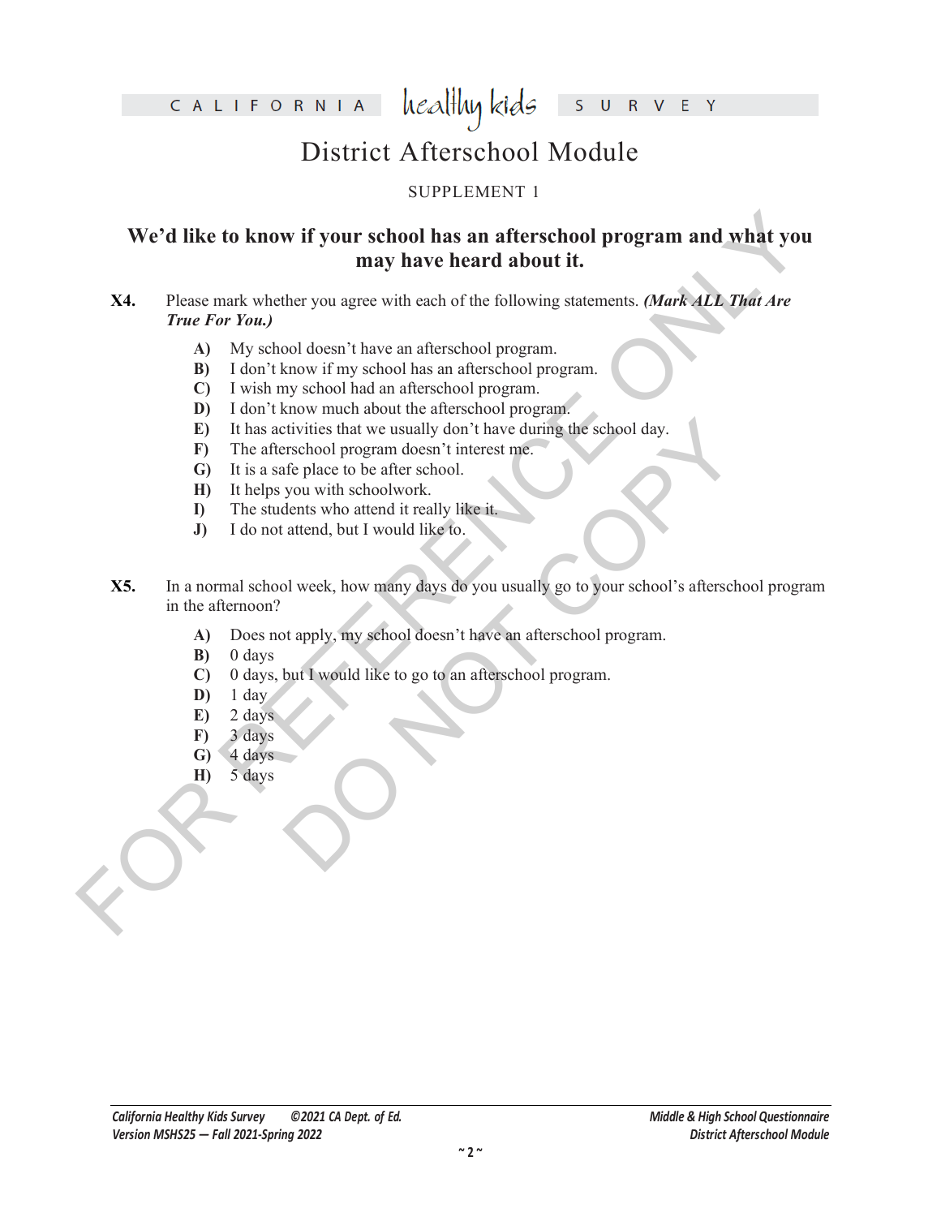# District Afterschool Module

SUPPLEMENT 1

## We'd like to know if your school has an afterschool program and what you may have heard about it.

**X4.** Please mark whether you agree with each of the following statements. ***(Mark ALL That Are True For You.)***

- **A)** My school doesn't have an afterschool program.
- **B)** I don't know if my school has an afterschool program.
- **C)** I wish my school had an afterschool program.
- **D)** I don't know much about the afterschool program.
- **E)** It has activities that we usually don't have during the school day.
- **F)** The afterschool program doesn't interest me.
- **G)** It is a safe place to be after school.
- **H)** It helps you with schoolwork.
- **I)** The students who attend it really like it.
- **J)** I do not attend, but I would like to.

**X5.** In a normal school week, how many days do you usually go to your school's afterschool program in the afternoon?

- **A)** Does not apply, my school doesn't have an afterschool program.
- **B)** 0 days
- **C)** 0 days, but I would like to go to an afterschool program.
- **D)** 1 day
- **E)** 2 days
- **F)** 3 days
- **G)** 4 days
- **H)** 5 days